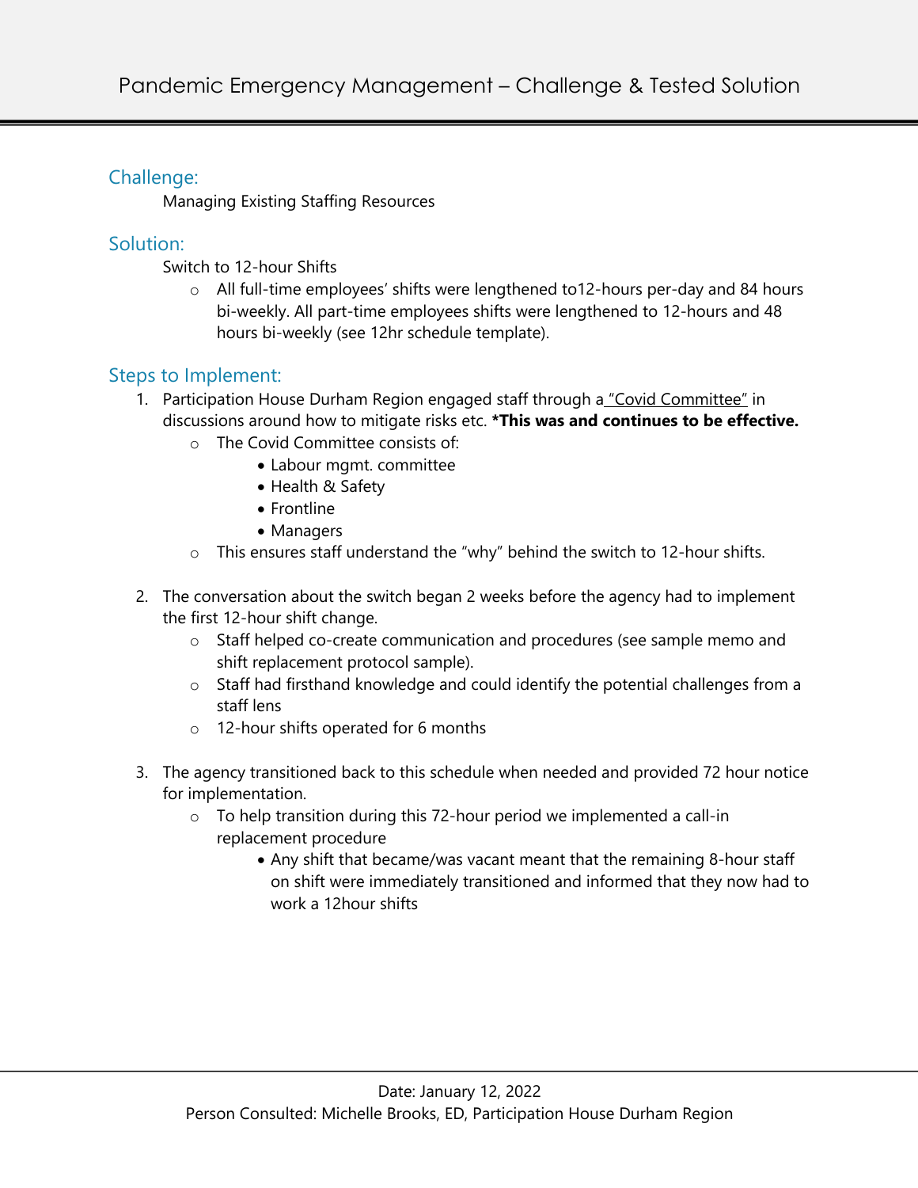# Pandemic Emergency Management – Challenge & Tested Solution

## Challenge:

Managing Existing Staffing Resources

## Solution:

Switch to 12-hour Shifts

- All full-time employees' shifts were lengthened to12-hours per-day and 84 hours bi-weekly. All part-time employees shifts were lengthened to 12-hours and 48 hours bi-weekly (see 12hr schedule template).

## Steps to Implement:

1. Participation House Durham Region engaged staff through a "Covid Committee" in discussions around how to mitigate risks etc. ***This was and continues to be effective.**
   - The Covid Committee consists of:
     - Labour mgmt. committee
     - Health & Safety
     - Frontline
     - Managers
   - This ensures staff understand the "why" behind the switch to 12-hour shifts.

2. The conversation about the switch began 2 weeks before the agency had to implement the first 12-hour shift change.
   - Staff helped co-create communication and procedures (see sample memo and shift replacement protocol sample).
   - Staff had firsthand knowledge and could identify the potential challenges from a staff lens
   - 12-hour shifts operated for 6 months

3. The agency transitioned back to this schedule when needed and provided 72 hour notice for implementation.
   - To help transition during this 72-hour period we implemented a call-in replacement procedure
     - Any shift that became/was vacant meant that the remaining 8-hour staff on shift were immediately transitioned and informed that they now had to work a 12hour shifts

Date: January 12, 2022

Person Consulted: Michelle Brooks, ED, Participation House Durham Region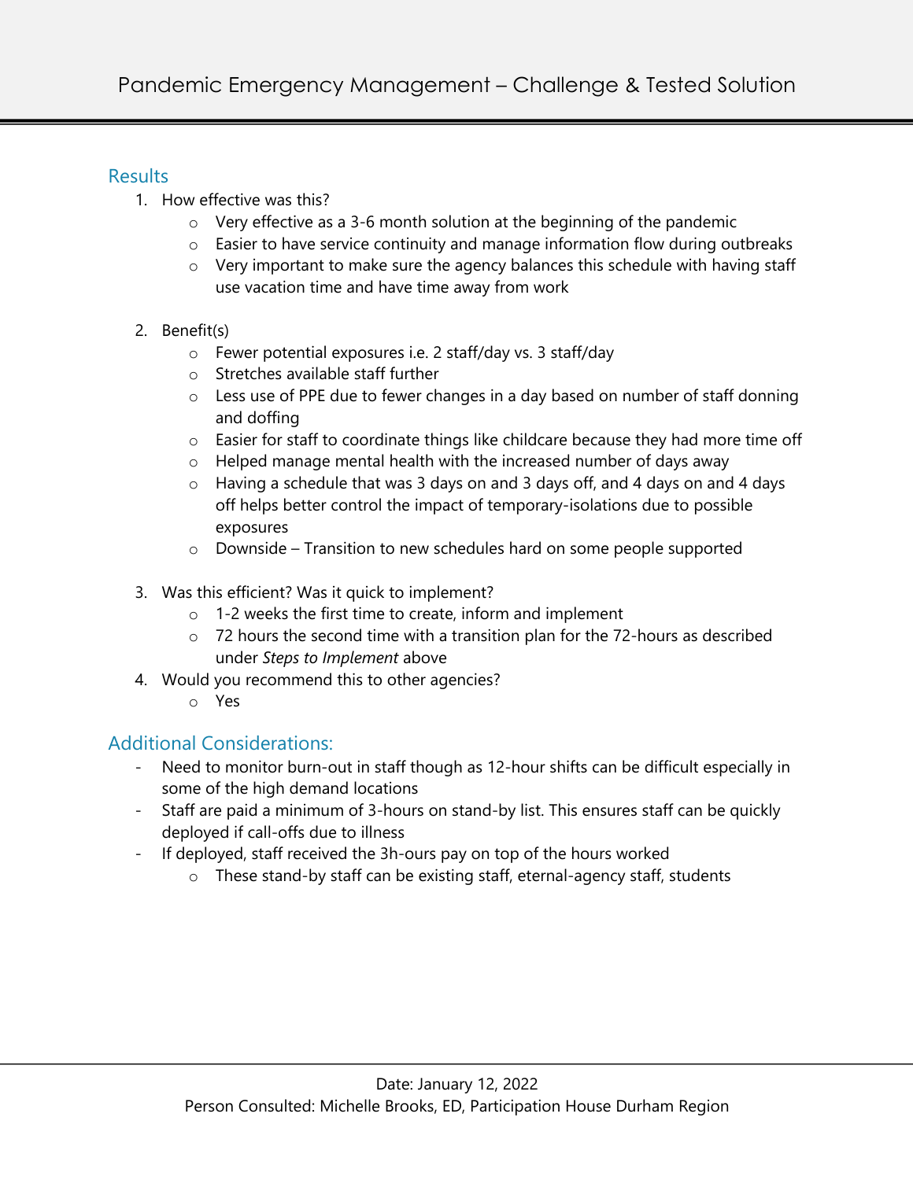## Results

1. How effective was this?
   - Very effective as a 3-6 month solution at the beginning of the pandemic
   - Easier to have service continuity and manage information flow during outbreaks
   - Very important to make sure the agency balances this schedule with having staff use vacation time and have time away from work

2. Benefit(s)
   - Fewer potential exposures i.e. 2 staff/day vs. 3 staff/day
   - Stretches available staff further
   - Less use of PPE due to fewer changes in a day based on number of staff donning and doffing
   - Easier for staff to coordinate things like childcare because they had more time off
   - Helped manage mental health with the increased number of days away
   - Having a schedule that was 3 days on and 3 days off, and 4 days on and 4 days off helps better control the impact of temporary-isolations due to possible exposures
   - Downside – Transition to new schedules hard on some people supported

3. Was this efficient? Was it quick to implement?
   - 1-2 weeks the first time to create, inform and implement
   - 72 hours the second time with a transition plan for the 72-hours as described under *Steps to Implement* above
4. Would you recommend this to other agencies?
   - Yes

## Additional Considerations:

- Need to monitor burn-out in staff though as 12-hour shifts can be difficult especially in some of the high demand locations
- Staff are paid a minimum of 3-hours on stand-by list. This ensures staff can be quickly deployed if call-offs due to illness
- If deployed, staff received the 3h-ours pay on top of the hours worked
  - These stand-by staff can be existing staff, eternal-agency staff, students

Date: January 12, 2022
Person Consulted: Michelle Brooks, ED, Participation House Durham Region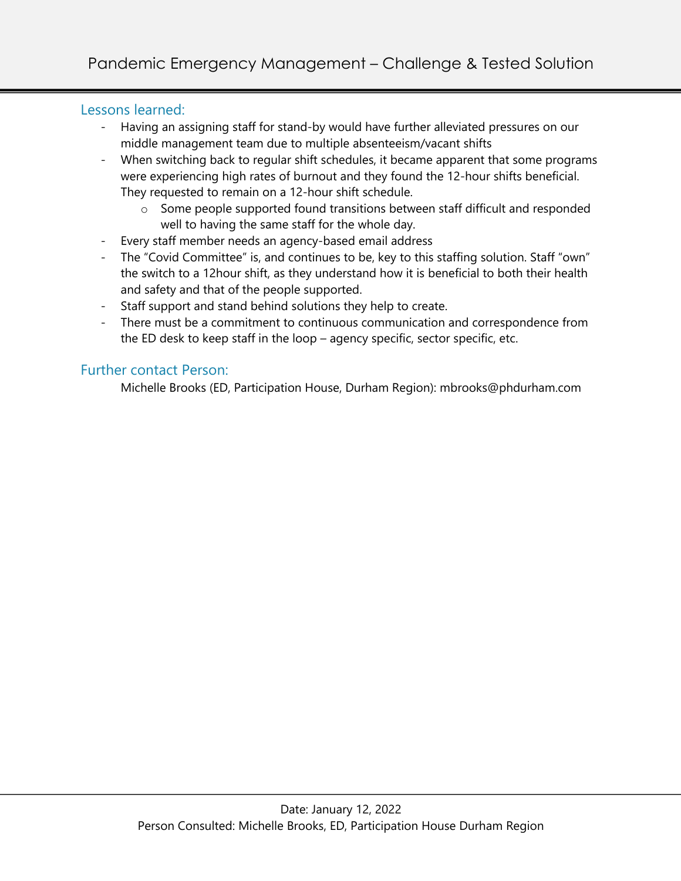## Lessons learned:

- Having an assigning staff for stand-by would have further alleviated pressures on our middle management team due to multiple absenteeism/vacant shifts
- When switching back to regular shift schedules, it became apparent that some programs were experiencing high rates of burnout and they found the 12-hour shifts beneficial. They requested to remain on a 12-hour shift schedule.
  - Some people supported found transitions between staff difficult and responded well to having the same staff for the whole day.
- Every staff member needs an agency-based email address
- The "Covid Committee" is, and continues to be, key to this staffing solution. Staff "own" the switch to a 12hour shift, as they understand how it is beneficial to both their health and safety and that of the people supported.
- Staff support and stand behind solutions they help to create.
- There must be a commitment to continuous communication and correspondence from the ED desk to keep staff in the loop – agency specific, sector specific, etc.

## Further contact Person:

Michelle Brooks (ED, Participation House, Durham Region): mbrooks@phdurham.com

Date: January 12, 2022
Person Consulted: Michelle Brooks, ED, Participation House Durham Region